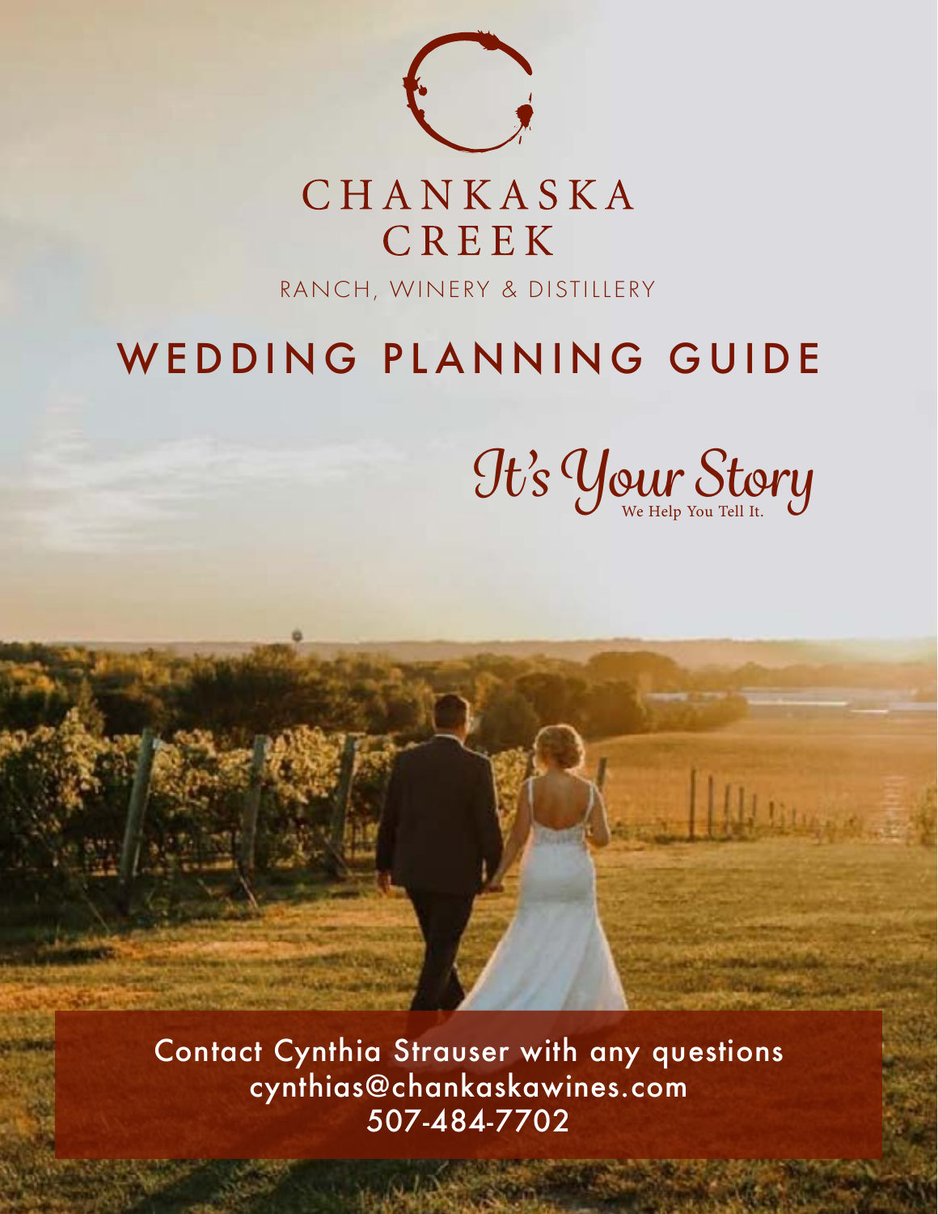# CHANKASKA CREEK

RANCH, WINERY & DISTILLERY

# WEDDING PLANNING GUIDE

*It's Your Story*
We Help You Tell It.

Contact Cynthia Strauser with any questions
cynthias@chankaskawines.com
507-484-7702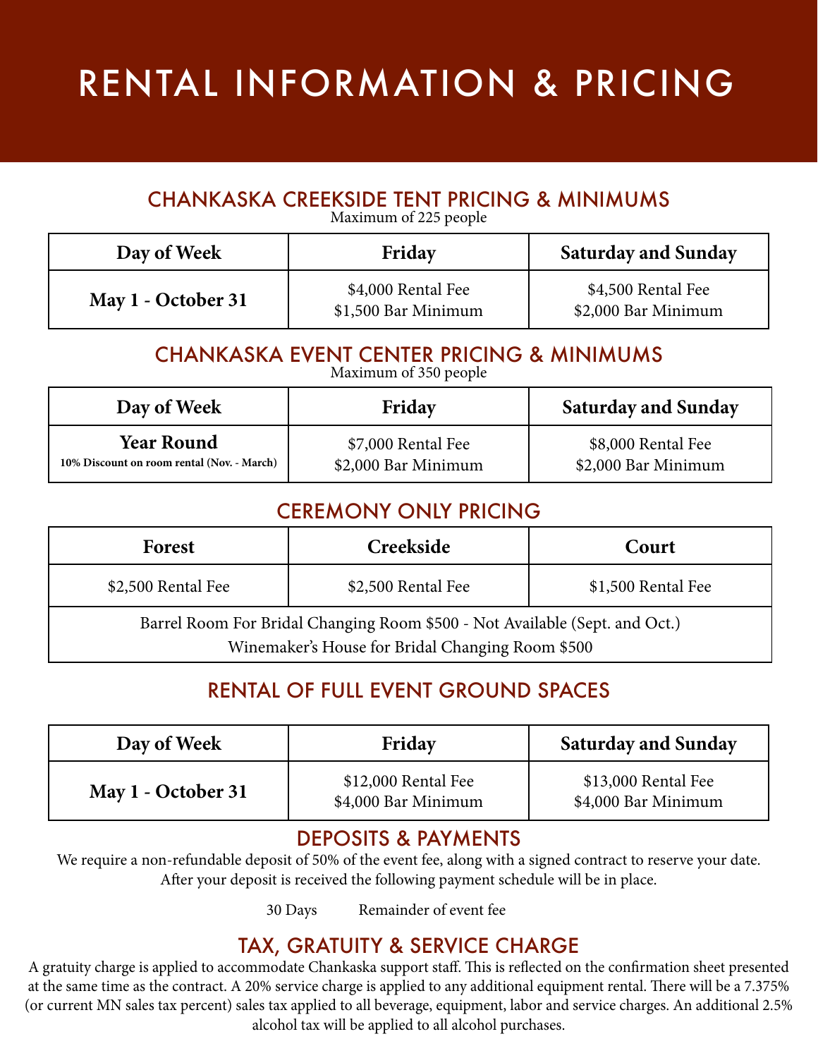# RENTAL INFORMATION & PRICING

## CHANKASKA CREEKSIDE TENT PRICING & MINIMUMS

Maximum of 225 people

| Day of Week | Friday | Saturday and Sunday |
| --- | --- | --- |
| **May 1 - October 31** | $4,000 Rental Fee<br>$1,500 Bar Minimum | $4,500 Rental Fee<br>$2,000 Bar Minimum |

## CHANKASKA EVENT CENTER PRICING & MINIMUMS

Maximum of 350 people

| Day of Week | Friday | Saturday and Sunday |
| --- | --- | --- |
| **Year Round**<br>**10% Discount on room rental (Nov. - March)** | $7,000 Rental Fee<br>$2,000 Bar Minimum | $8,000 Rental Fee<br>$2,000 Bar Minimum |

## CEREMONY ONLY PRICING

| Forest | Creekside | Court |
| --- | --- | --- |
| $2,500 Rental Fee | $2,500 Rental Fee | $1,500 Rental Fee |
| Barrel Room For Bridal Changing Room $500 - Not Available (Sept. and Oct.)<br>Winemaker's House for Bridal Changing Room $500 | | |

## RENTAL OF FULL EVENT GROUND SPACES

| Day of Week | Friday | Saturday and Sunday |
| --- | --- | --- |
| **May 1 - October 31** | $12,000 Rental Fee<br>$4,000 Bar Minimum | $13,000 Rental Fee<br>$4,000 Bar Minimum |

## DEPOSITS & PAYMENTS

We require a non-refundable deposit of 50% of the event fee, along with a signed contract to reserve your date. After your deposit is received the following payment schedule will be in place.

30 Days Remainder of event fee

## TAX, GRATUITY & SERVICE CHARGE

A gratuity charge is applied to accommodate Chankaska support staff. This is reflected on the confirmation sheet presented at the same time as the contract. A 20% service charge is applied to any additional equipment rental. There will be a 7.375% (or current MN sales tax percent) sales tax applied to all beverage, equipment, labor and service charges. An additional 2.5% alcohol tax will be applied to all alcohol purchases.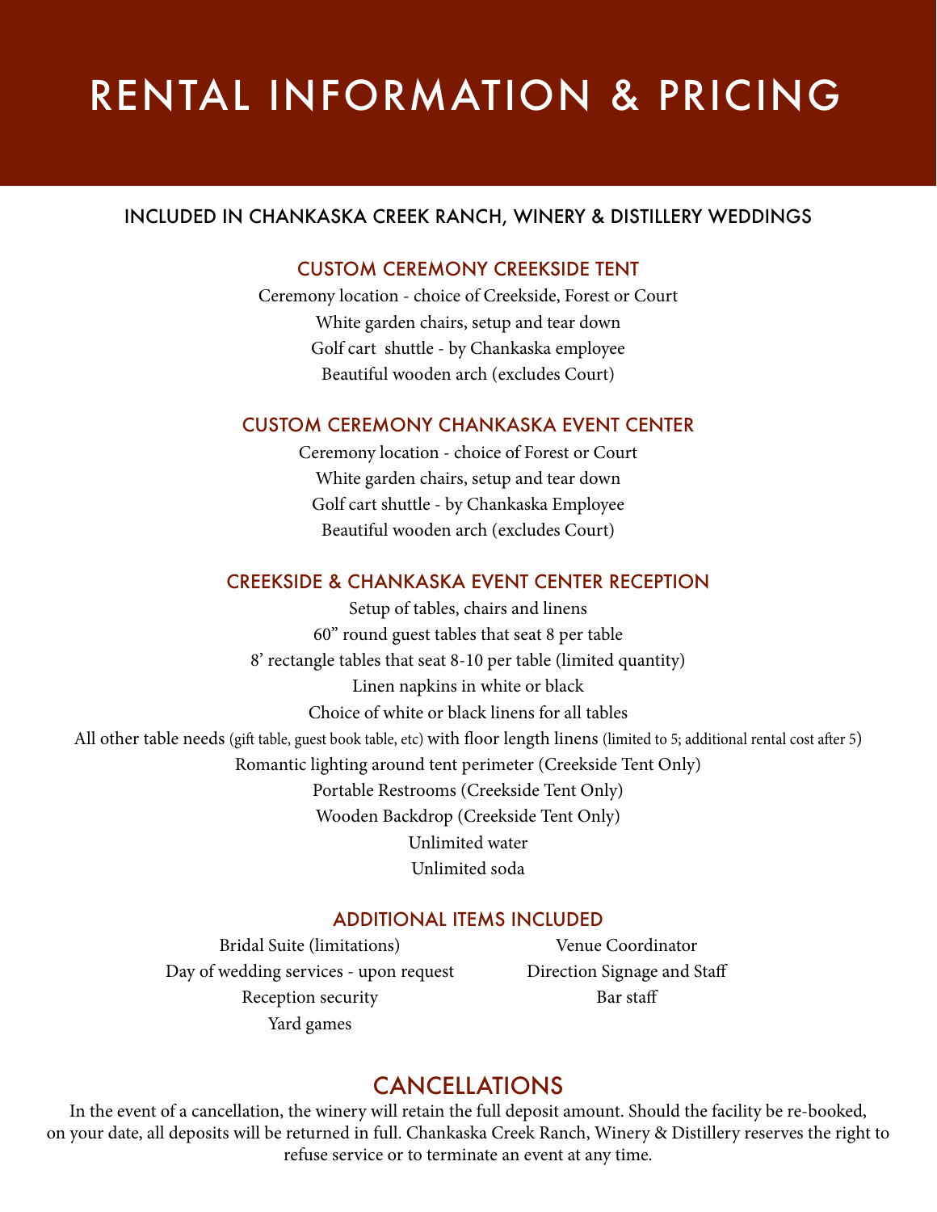# RENTAL INFORMATION & PRICING

## INCLUDED IN CHANKASKA CREEK RANCH, WINERY & DISTILLERY WEDDINGS

### CUSTOM CEREMONY CREEKSIDE TENT

Ceremony location - choice of Creekside, Forest or Court
White garden chairs, setup and tear down
Golf cart shuttle - by Chankaska employee
Beautiful wooden arch (excludes Court)

### CUSTOM CEREMONY CHANKASKA EVENT CENTER

Ceremony location - choice of Forest or Court
White garden chairs, setup and tear down
Golf cart shuttle - by Chankaska Employee
Beautiful wooden arch (excludes Court)

### CREEKSIDE & CHANKASKA EVENT CENTER RECEPTION

Setup of tables, chairs and linens
60" round guest tables that seat 8 per table
8' rectangle tables that seat 8-10 per table (limited quantity)
Linen napkins in white or black
Choice of white or black linens for all tables
All other table needs (gift table, guest book table, etc) with floor length linens (limited to 5; additional rental cost after 5)
Romantic lighting around tent perimeter (Creekside Tent Only)
Portable Restrooms (Creekside Tent Only)
Wooden Backdrop (Creekside Tent Only)
Unlimited water
Unlimited soda

### ADDITIONAL ITEMS INCLUDED

Bridal Suite (limitations)
Day of wedding services - upon request
Reception security
Yard games
Venue Coordinator
Direction Signage and Staff
Bar staff

## CANCELLATIONS

In the event of a cancellation, the winery will retain the full deposit amount. Should the facility be re-booked, on your date, all deposits will be returned in full. Chankaska Creek Ranch, Winery & Distillery reserves the right to refuse service or to terminate an event at any time.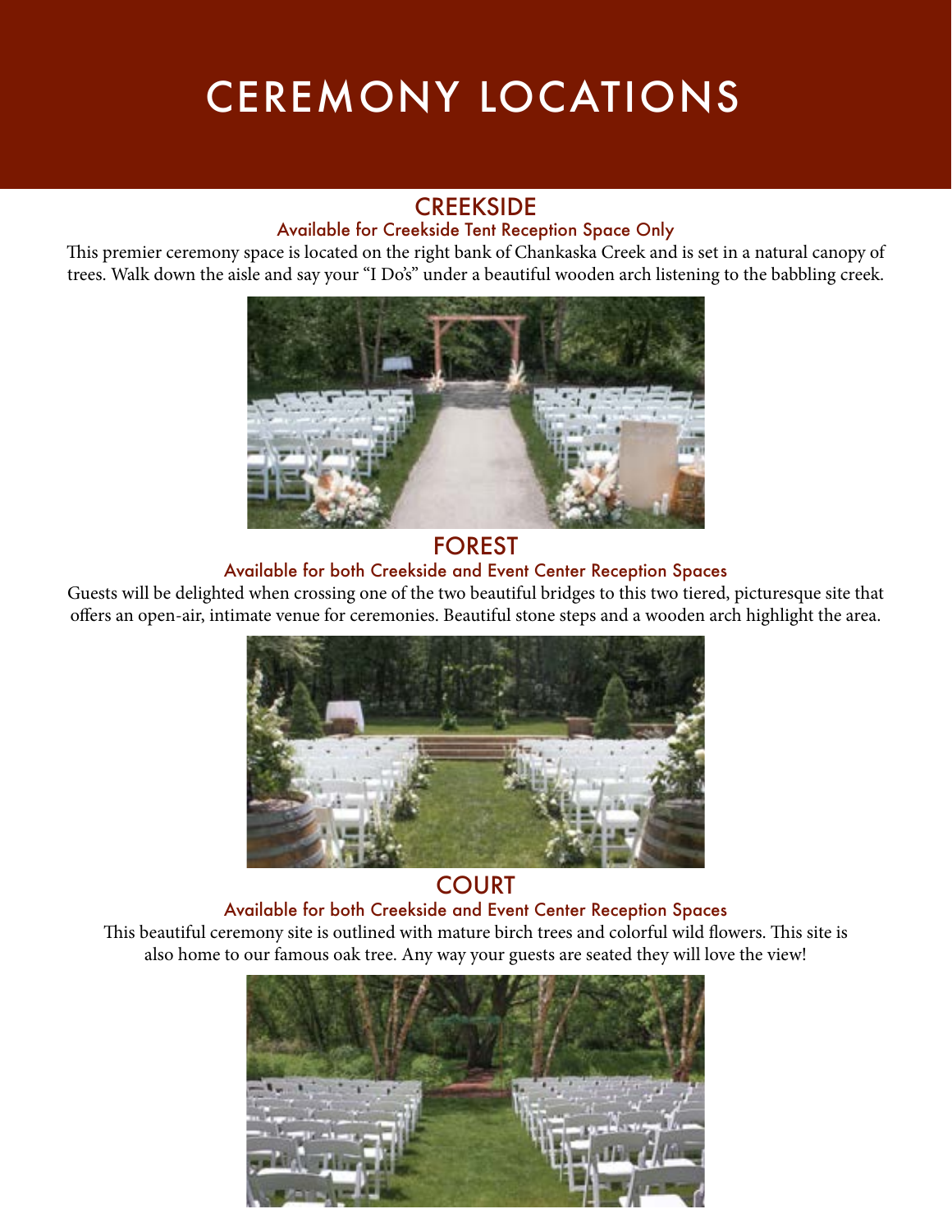# CEREMONY LOCATIONS

## CREEKSIDE

### Available for Creekside Tent Reception Space Only

This premier ceremony space is located on the right bank of Chankaska Creek and is set in a natural canopy of trees. Walk down the aisle and say your "I Do's" under a beautiful wooden arch listening to the babbling creek.

## FOREST

### Available for both Creekside and Event Center Reception Spaces

Guests will be delighted when crossing one of the two beautiful bridges to this two tiered, picturesque site that offers an open-air, intimate venue for ceremonies. Beautiful stone steps and a wooden arch highlight the area.

## COURT

### Available for both Creekside and Event Center Reception Spaces

This beautiful ceremony site is outlined with mature birch trees and colorful wild flowers. This site is also home to our famous oak tree. Any way your guests are seated they will love the view!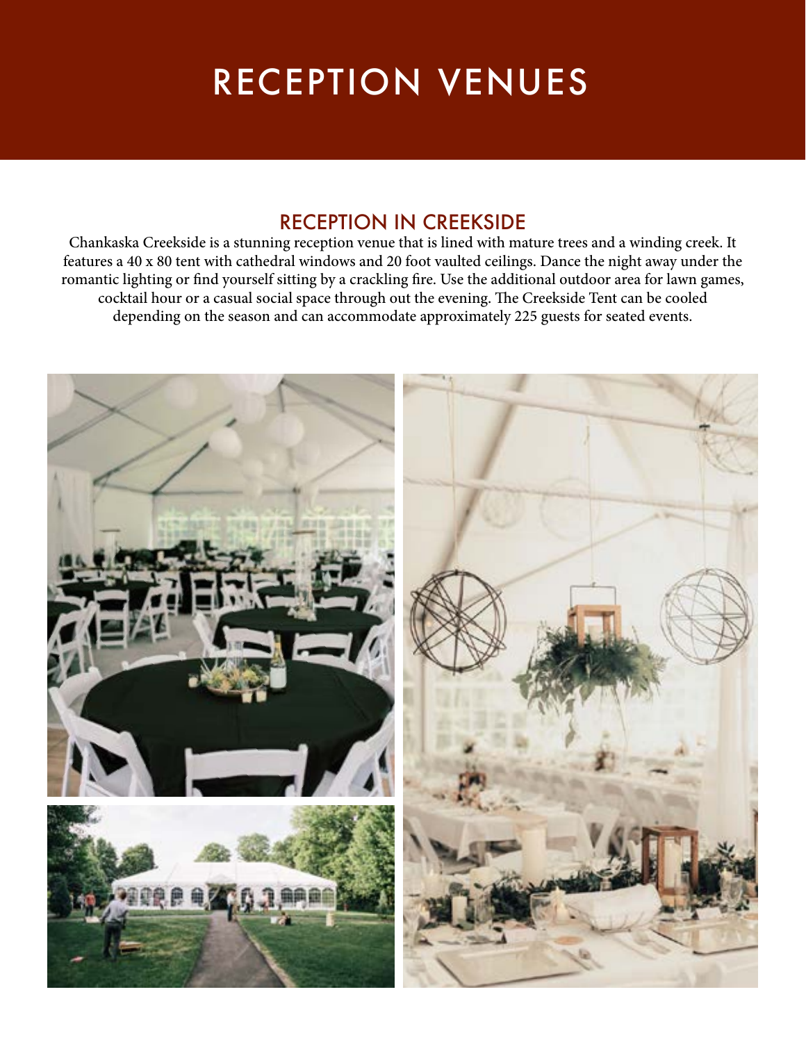# RECEPTION VENUES

## RECEPTION IN CREEKSIDE

Chankaska Creekside is a stunning reception venue that is lined with mature trees and a winding creek. It features a 40 x 80 tent with cathedral windows and 20 foot vaulted ceilings. Dance the night away under the romantic lighting or find yourself sitting by a crackling fire. Use the additional outdoor area for lawn games, cocktail hour or a casual social space through out the evening. The Creekside Tent can be cooled depending on the season and can accommodate approximately 225 guests for seated events.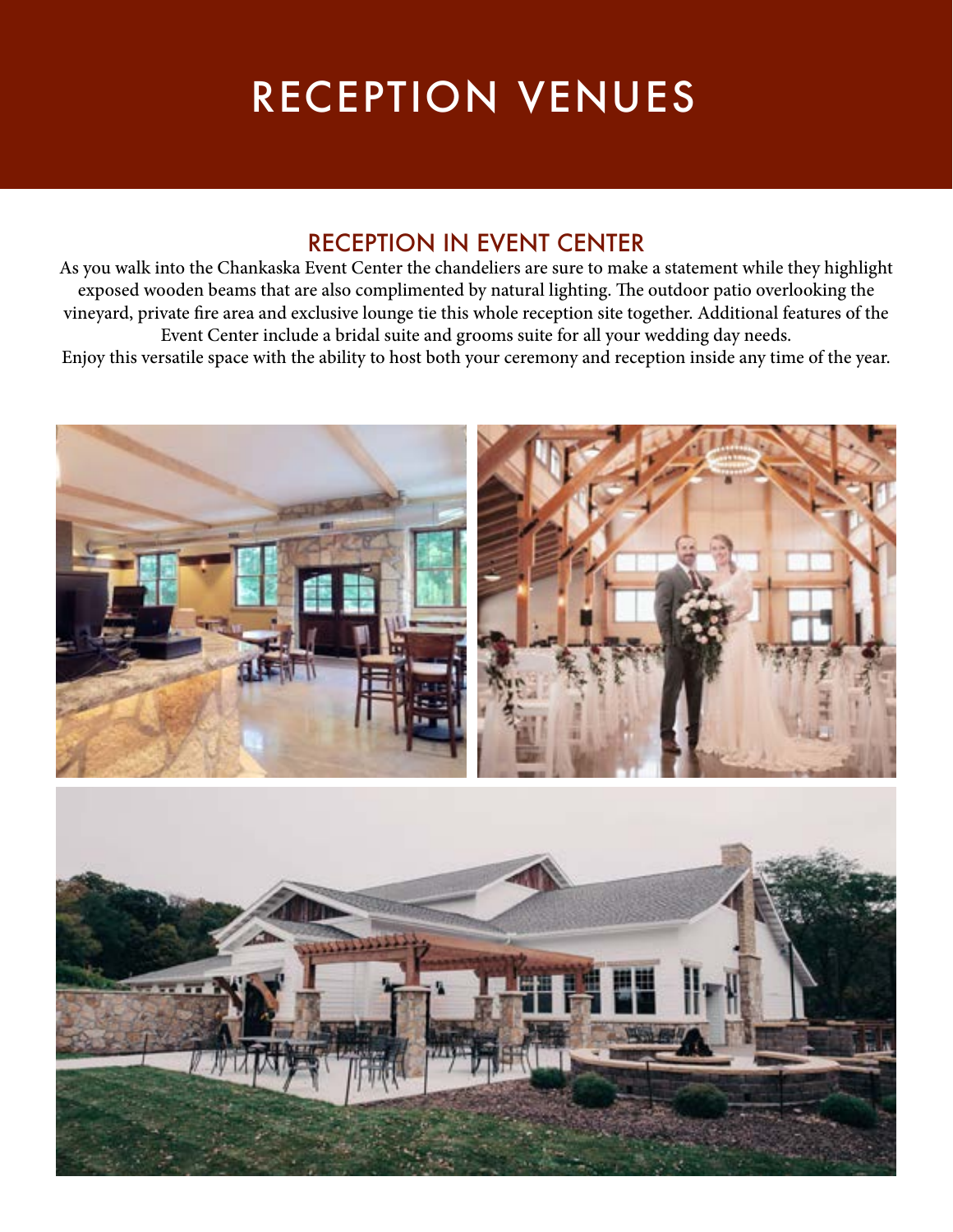# RECEPTION VENUES

## RECEPTION IN EVENT CENTER

As you walk into the Chankaska Event Center the chandeliers are sure to make a statement while they highlight exposed wooden beams that are also complimented by natural lighting. The outdoor patio overlooking the vineyard, private fire area and exclusive lounge tie this whole reception site together. Additional features of the Event Center include a bridal suite and grooms suite for all your wedding day needs.
Enjoy this versatile space with the ability to host both your ceremony and reception inside any time of the year.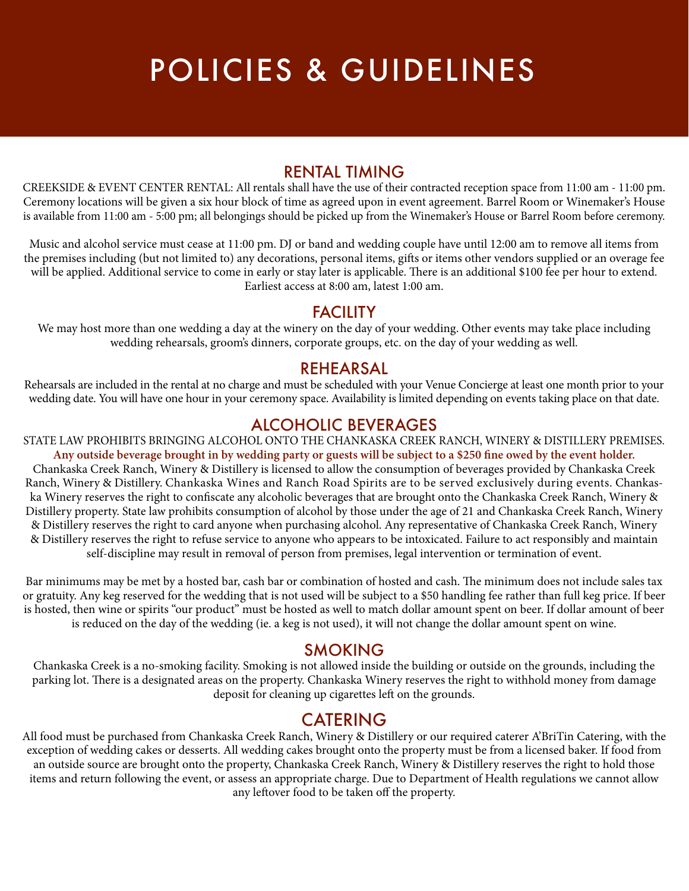# POLICIES & GUIDELINES

## RENTAL TIMING

CREEKSIDE & EVENT CENTER RENTAL: All rentals shall have the use of their contracted reception space from 11:00 am - 11:00 pm. Ceremony locations will be given a six hour block of time as agreed upon in event agreement. Barrel Room or Winemaker's House is available from 11:00 am - 5:00 pm; all belongings should be picked up from the Winemaker's House or Barrel Room before ceremony.

Music and alcohol service must cease at 11:00 pm. DJ or band and wedding couple have until 12:00 am to remove all items from the premises including (but not limited to) any decorations, personal items, gifts or items other vendors supplied or an overage fee will be applied. Additional service to come in early or stay later is applicable. There is an additional $100 fee per hour to extend. Earliest access at 8:00 am, latest 1:00 am.

## FACILITY

We may host more than one wedding a day at the winery on the day of your wedding. Other events may take place including wedding rehearsals, groom's dinners, corporate groups, etc. on the day of your wedding as well.

## REHEARSAL

Rehearsals are included in the rental at no charge and must be scheduled with your Venue Concierge at least one month prior to your wedding date. You will have one hour in your ceremony space. Availability is limited depending on events taking place on that date.

## ALCOHOLIC BEVERAGES

STATE LAW PROHIBITS BRINGING ALCOHOL ONTO THE CHANKASKA CREEK RANCH, WINERY & DISTILLERY PREMISES. **Any outside beverage brought in by wedding party or guests will be subject to a $250 fine owed by the event holder.** Chankaska Creek Ranch, Winery & Distillery is licensed to allow the consumption of beverages provided by Chankaska Creek Ranch, Winery & Distillery. Chankaska Wines and Ranch Road Spirits are to be served exclusively during events. Chankaska Winery reserves the right to confiscate any alcoholic beverages that are brought onto the Chankaska Creek Ranch, Winery & Distillery property. State law prohibits consumption of alcohol by those under the age of 21 and Chankaska Creek Ranch, Winery & Distillery reserves the right to card anyone when purchasing alcohol. Any representative of Chankaska Creek Ranch, Winery & Distillery reserves the right to refuse service to anyone who appears to be intoxicated. Failure to act responsibly and maintain self-discipline may result in removal of person from premises, legal intervention or termination of event.

Bar minimums may be met by a hosted bar, cash bar or combination of hosted and cash. The minimum does not include sales tax or gratuity. Any keg reserved for the wedding that is not used will be subject to a $50 handling fee rather than full keg price. If beer is hosted, then wine or spirits "our product" must be hosted as well to match dollar amount spent on beer. If dollar amount of beer is reduced on the day of the wedding (ie. a keg is not used), it will not change the dollar amount spent on wine.

## SMOKING

Chankaska Creek is a no-smoking facility. Smoking is not allowed inside the building or outside on the grounds, including the parking lot. There is a designated areas on the property. Chankaska Winery reserves the right to withhold money from damage deposit for cleaning up cigarettes left on the grounds.

## CATERING

All food must be purchased from Chankaska Creek Ranch, Winery & Distillery or our required caterer A'BriTin Catering, with the exception of wedding cakes or desserts. All wedding cakes brought onto the property must be from a licensed baker. If food from an outside source are brought onto the property, Chankaska Creek Ranch, Winery & Distillery reserves the right to hold those items and return following the event, or assess an appropriate charge. Due to Department of Health regulations we cannot allow any leftover food to be taken off the property.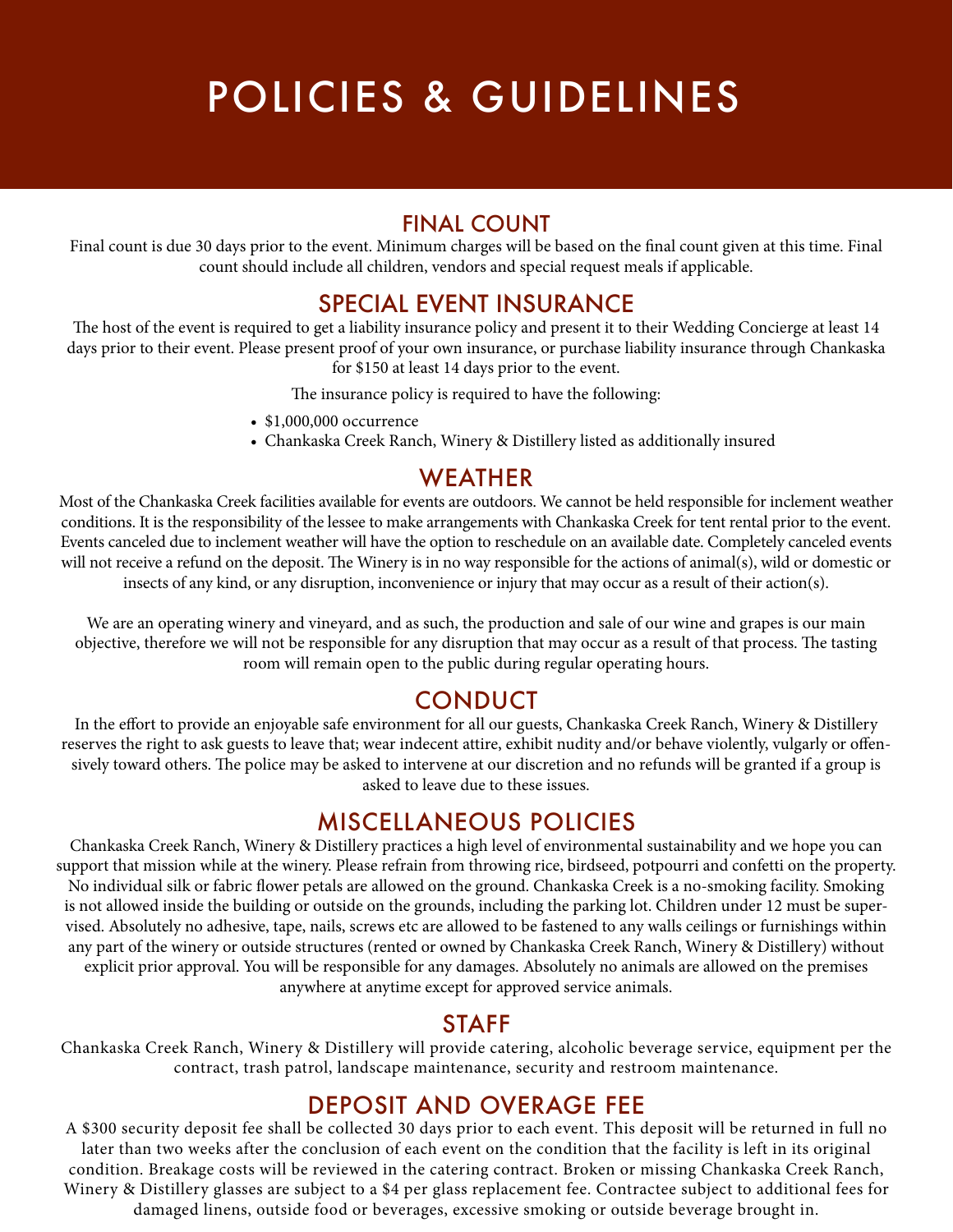# POLICIES & GUIDELINES

## FINAL COUNT

Final count is due 30 days prior to the event. Minimum charges will be based on the final count given at this time. Final count should include all children, vendors and special request meals if applicable.

## SPECIAL EVENT INSURANCE

The host of the event is required to get a liability insurance policy and present it to their Wedding Concierge at least 14 days prior to their event. Please present proof of your own insurance, or purchase liability insurance through Chankaska for $150 at least 14 days prior to the event.

The insurance policy is required to have the following:

- $1,000,000 occurrence
- Chankaska Creek Ranch, Winery & Distillery listed as additionally insured

## WEATHER

Most of the Chankaska Creek facilities available for events are outdoors. We cannot be held responsible for inclement weather conditions. It is the responsibility of the lessee to make arrangements with Chankaska Creek for tent rental prior to the event. Events canceled due to inclement weather will have the option to reschedule on an available date. Completely canceled events will not receive a refund on the deposit. The Winery is in no way responsible for the actions of animal(s), wild or domestic or insects of any kind, or any disruption, inconvenience or injury that may occur as a result of their action(s).

We are an operating winery and vineyard, and as such, the production and sale of our wine and grapes is our main objective, therefore we will not be responsible for any disruption that may occur as a result of that process. The tasting room will remain open to the public during regular operating hours.

## CONDUCT

In the effort to provide an enjoyable safe environment for all our guests, Chankaska Creek Ranch, Winery & Distillery reserves the right to ask guests to leave that; wear indecent attire, exhibit nudity and/or behave violently, vulgarly or offensively toward others. The police may be asked to intervene at our discretion and no refunds will be granted if a group is asked to leave due to these issues.

## MISCELLANEOUS POLICIES

Chankaska Creek Ranch, Winery & Distillery practices a high level of environmental sustainability and we hope you can support that mission while at the winery. Please refrain from throwing rice, birdseed, potpourri and confetti on the property. No individual silk or fabric flower petals are allowed on the ground. Chankaska Creek is a no-smoking facility. Smoking is not allowed inside the building or outside on the grounds, including the parking lot. Children under 12 must be supervised. Absolutely no adhesive, tape, nails, screws etc are allowed to be fastened to any walls ceilings or furnishings within any part of the winery or outside structures (rented or owned by Chankaska Creek Ranch, Winery & Distillery) without explicit prior approval. You will be responsible for any damages. Absolutely no animals are allowed on the premises anywhere at anytime except for approved service animals.

## STAFF

Chankaska Creek Ranch, Winery & Distillery will provide catering, alcoholic beverage service, equipment per the contract, trash patrol, landscape maintenance, security and restroom maintenance.

## DEPOSIT AND OVERAGE FEE

A $300 security deposit fee shall be collected 30 days prior to each event. This deposit will be returned in full no later than two weeks after the conclusion of each event on the condition that the facility is left in its original condition. Breakage costs will be reviewed in the catering contract. Broken or missing Chankaska Creek Ranch, Winery & Distillery glasses are subject to a $4 per glass replacement fee. Contractee subject to additional fees for damaged linens, outside food or beverages, excessive smoking or outside beverage brought in.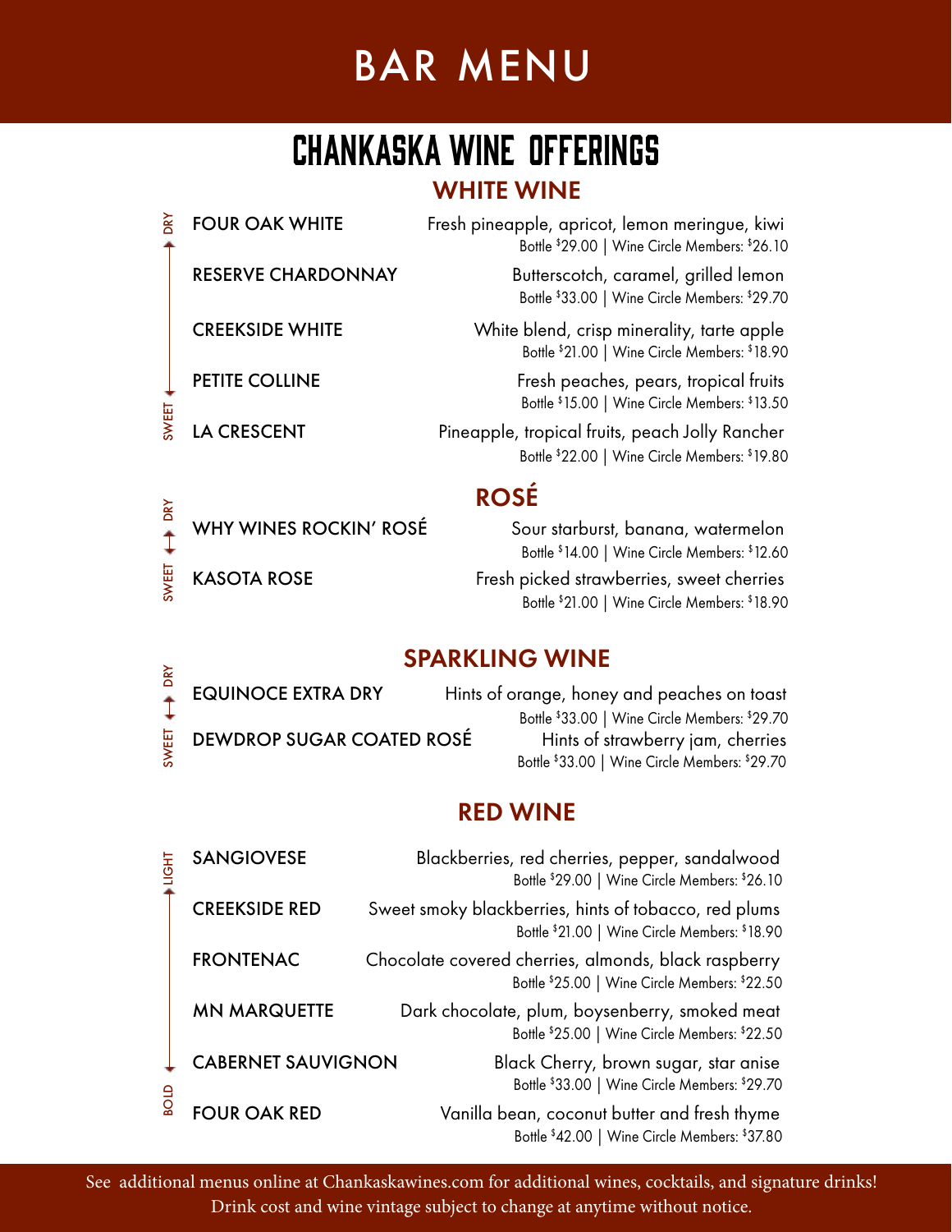# BAR MENU

## CHANKASKA WINE OFFERINGS

### WHITE WINE

DRY ↔ SWEET

**FOUR OAK WHITE**
Fresh pineapple, apricot, lemon meringue, kiwi
Bottle $29.00 | Wine Circle Members: $26.10

**RESERVE CHARDONNAY**
Butterscotch, caramel, grilled lemon
Bottle $33.00 | Wine Circle Members: $29.70

**CREEKSIDE WHITE**
White blend, crisp minerality, tarte apple
Bottle $21.00 | Wine Circle Members: $18.90

**PETITE COLLINE**
Fresh peaches, pears, tropical fruits
Bottle $15.00 | Wine Circle Members: $13.50

**LA CRESCENT**
Pineapple, tropical fruits, peach Jolly Rancher
Bottle $22.00 | Wine Circle Members: $19.80

### ROSÉ

DRY ↔ SWEET

**WHY WINES ROCKIN' ROSÉ**
Sour starburst, banana, watermelon
Bottle $14.00 | Wine Circle Members: $12.60

**KASOTA ROSE**
Fresh picked strawberries, sweet cherries
Bottle $21.00 | Wine Circle Members: $18.90

### SPARKLING WINE

DRY ↔ SWEET

**EQUINOCE EXTRA DRY**
Hints of orange, honey and peaches on toast
Bottle $33.00 | Wine Circle Members: $29.70

**DEWDROP SUGAR COATED ROSÉ**
Hints of strawbery jam, cherries
Bottle $33.00 | Wine Circle Members: $29.70

### RED WINE

LIGHT ↔ BOLD

**SANGIOVESE**
Blackberries, red cherries, pepper, sandalwood
Bottle $29.00 | Wine Circle Members: $26.10

**CREEKSIDE RED**
Sweet smoky blackberries, hints of tobacco, red plums
Bottle $21.00 | Wine Circle Members: $18.90

**FRONTENAC**
Chocolate covered cherries, almonds, black raspberry
Bottle $25.00 | Wine Circle Members: $22.50

**MN MARQUETTE**
Dark chocolate, plum, boysenberry, smoked meat
Bottle $25.00 | Wine Circle Members: $22.50

**CABERNET SAUVIGNON**
Black Cherry, brown sugar, star anise
Bottle $33.00 | Wine Circle Members: $29.70

**FOUR OAK RED**
Vanilla bean, coconut butter and fresh thyme
Bottle $42.00 | Wine Circle Members: $37.80

See additional menus online at Chankaskawines.com for additional wines, cocktails, and signature drinks!
Drink cost and wine vintage subject to change at anytime without notice.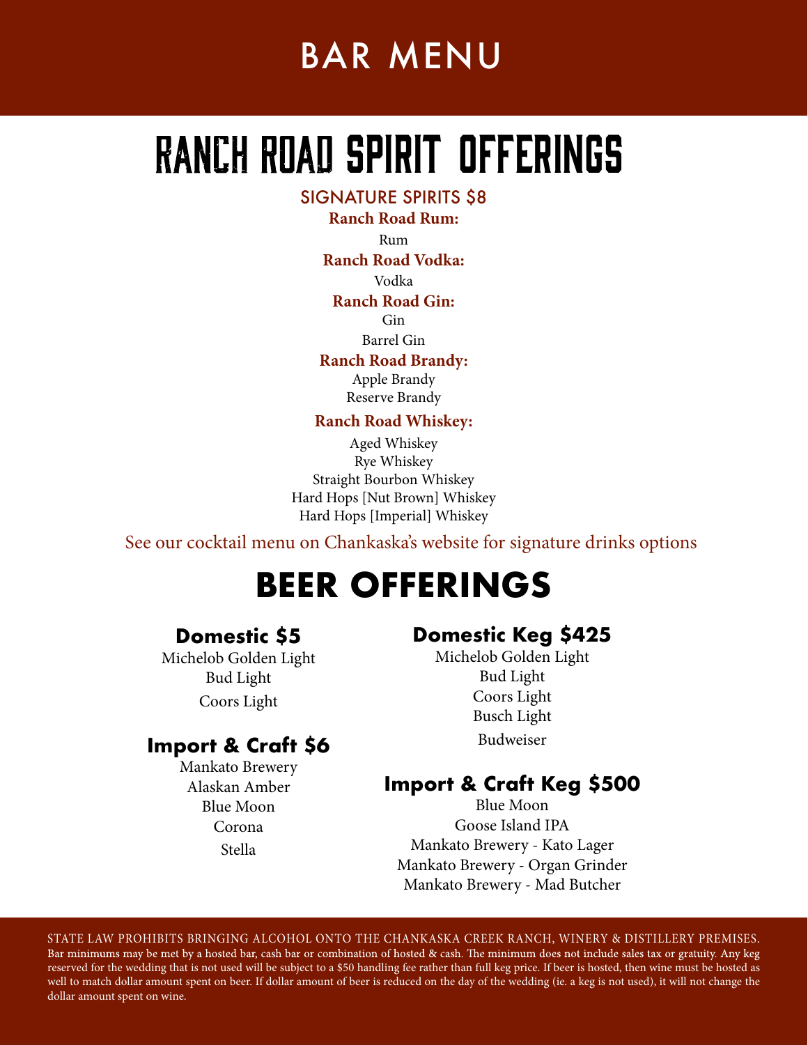# BAR MENU

# RANCH ROAD SPIRIT OFFERINGS

## SIGNATURE SPIRITS $8

**Ranch Road Rum:**

Rum

**Ranch Road Vodka:**

Vodka

**Ranch Road Gin:**

Gin
Barrel Gin

**Ranch Road Brandy:**

Apple Brandy
Reserve Brandy

**Ranch Road Whiskey:**

Aged Whiskey
Rye Whiskey
Straight Bourbon Whiskey
Hard Hops [Nut Brown] Whiskey
Hard Hops [Imperial] Whiskey

See our cocktail menu on Chankaska's website for signature drinks options

# BEER OFFERINGS

### Domestic $5

Michelob Golden Light
Bud Light
Coors Light

### Import & Craft $6

Mankato Brewery
Alaskan Amber
Blue Moon
Corona
Stella

### Domestic Keg $425

Michelob Golden Light
Bud Light
Coors Light
Busch Light
Budweiser

### Import & Craft Keg $500

Blue Moon
Goose Island IPA
Mankato Brewery - Kato Lager
Mankato Brewery - Organ Grinder
Mankato Brewery - Mad Butcher

STATE LAW PROHIBITS BRINGING ALCOHOL ONTO THE CHANKASKA CREEK RANCH, WINERY & DISTILLERY PREMISES.
Bar minimums may be met by a hosted bar, cash bar or combination of hosted & cash. The minimum does not include sales tax or gratuity. Any keg reserved for the wedding that is not used will be subject to a $50 handling fee rather than full keg price. If beer is hosted, then wine must be hosted as well to match dollar amount spent on beer. If dollar amount of beer is reduced on the day of the wedding (ie. a keg is not used), it will not change the dollar amount spent on wine.